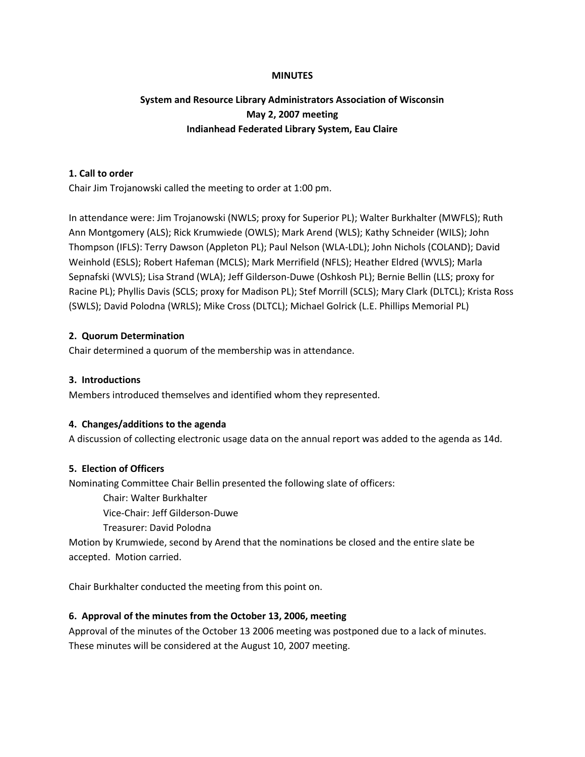**MINUTES**

**System and Resource Library Administrators Association of Wisconsin**
**May 2, 2007 meeting**
**Indianhead Federated Library System, Eau Claire**

**1. Call to order**

Chair Jim Trojanowski called the meeting to order at 1:00 pm.

In attendance were: Jim Trojanowski (NWLS; proxy for Superior PL); Walter Burkhalter (MWFLS); Ruth Ann Montgomery (ALS); Rick Krumwiede (OWLS); Mark Arend (WLS); Kathy Schneider (WILS); John Thompson (IFLS): Terry Dawson (Appleton PL); Paul Nelson (WLA-LDL); John Nichols (COLAND); David Weinhold (ESLS); Robert Hafeman (MCLS); Mark Merrifield (NFLS); Heather Eldred (WVLS); Marla Sepnafski (WVLS); Lisa Strand (WLA); Jeff Gilderson-Duwe (Oshkosh PL); Bernie Bellin (LLS; proxy for Racine PL); Phyllis Davis (SCLS; proxy for Madison PL); Stef Morrill (SCLS); Mary Clark (DLTCL); Krista Ross (SWLS); David Polodna (WRLS); Mike Cross (DLTCL); Michael Golrick (L.E. Phillips Memorial PL)

**2. Quorum Determination**

Chair determined a quorum of the membership was in attendance.

**3. Introductions**

Members introduced themselves and identified whom they represented.

**4. Changes/additions to the agenda**

A discussion of collecting electronic usage data on the annual report was added to the agenda as 14d.

**5. Election of Officers**

Nominating Committee Chair Bellin presented the following slate of officers:

Chair: Walter Burkhalter
Vice-Chair: Jeff Gilderson-Duwe
Treasurer: David Polodna

Motion by Krumwiede, second by Arend that the nominations be closed and the entire slate be accepted. Motion carried.

Chair Burkhalter conducted the meeting from this point on.

**6. Approval of the minutes from the October 13, 2006, meeting**

Approval of the minutes of the October 13 2006 meeting was postponed due to a lack of minutes. These minutes will be considered at the August 10, 2007 meeting.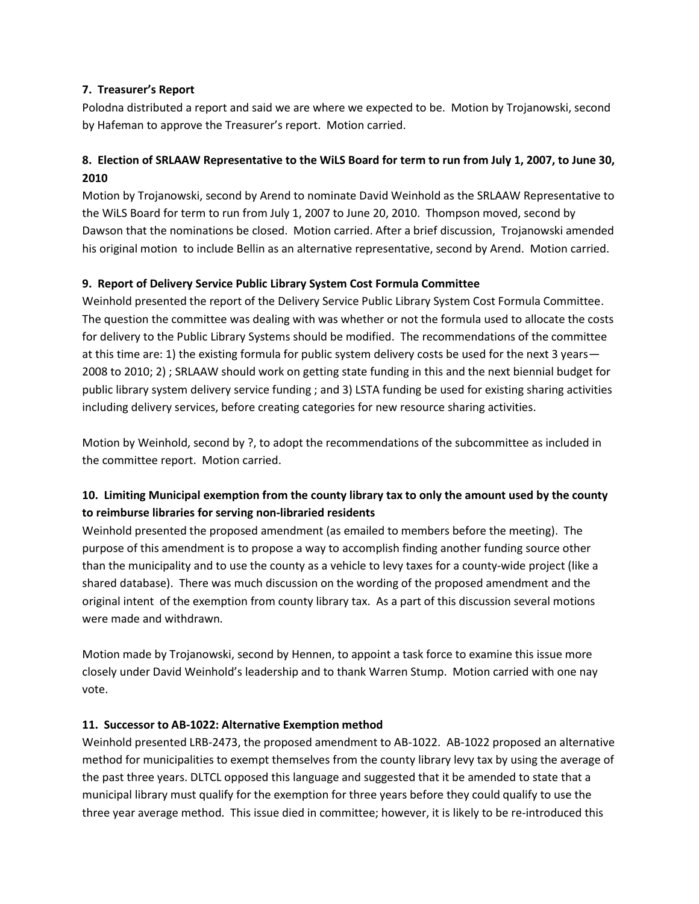**7. Treasurer's Report**

Polodna distributed a report and said we are where we expected to be. Motion by Trojanowski, second by Hafeman to approve the Treasurer's report. Motion carried.

**8. Election of SRLAAW Representative to the WiLS Board for term to run from July 1, 2007, to June 30, 2010**

Motion by Trojanowski, second by Arend to nominate David Weinhold as the SRLAAW Representative to the WiLS Board for term to run from July 1, 2007 to June 20, 2010. Thompson moved, second by Dawson that the nominations be closed. Motion carried. After a brief discussion, Trojanowski amended his original motion to include Bellin as an alternative representative, second by Arend. Motion carried.

**9. Report of Delivery Service Public Library System Cost Formula Committee**

Weinhold presented the report of the Delivery Service Public Library System Cost Formula Committee. The question the committee was dealing with was whether or not the formula used to allocate the costs for delivery to the Public Library Systems should be modified. The recommendations of the committee at this time are: 1) the existing formula for public system delivery costs be used for the next 3 years—2008 to 2010; 2) ; SRLAAW should work on getting state funding in this and the next biennial budget for public library system delivery service funding ; and 3) LSTA funding be used for existing sharing activities including delivery services, before creating categories for new resource sharing activities.

Motion by Weinhold, second by ?, to adopt the recommendations of the subcommittee as included in the committee report. Motion carried.

**10. Limiting Municipal exemption from the county library tax to only the amount used by the county to reimburse libraries for serving non-libraried residents**

Weinhold presented the proposed amendment (as emailed to members before the meeting). The purpose of this amendment is to propose a way to accomplish finding another funding source other than the municipality and to use the county as a vehicle to levy taxes for a county-wide project (like a shared database). There was much discussion on the wording of the proposed amendment and the original intent of the exemption from county library tax. As a part of this discussion several motions were made and withdrawn.

Motion made by Trojanowski, second by Hennen, to appoint a task force to examine this issue more closely under David Weinhold's leadership and to thank Warren Stump. Motion carried with one nay vote.

**11. Successor to AB-1022: Alternative Exemption method**

Weinhold presented LRB-2473, the proposed amendment to AB-1022. AB-1022 proposed an alternative method for municipalities to exempt themselves from the county library levy tax by using the average of the past three years. DLTCL opposed this language and suggested that it be amended to state that a municipal library must qualify for the exemption for three years before they could qualify to use the three year average method. This issue died in committee; however, it is likely to be re-introduced this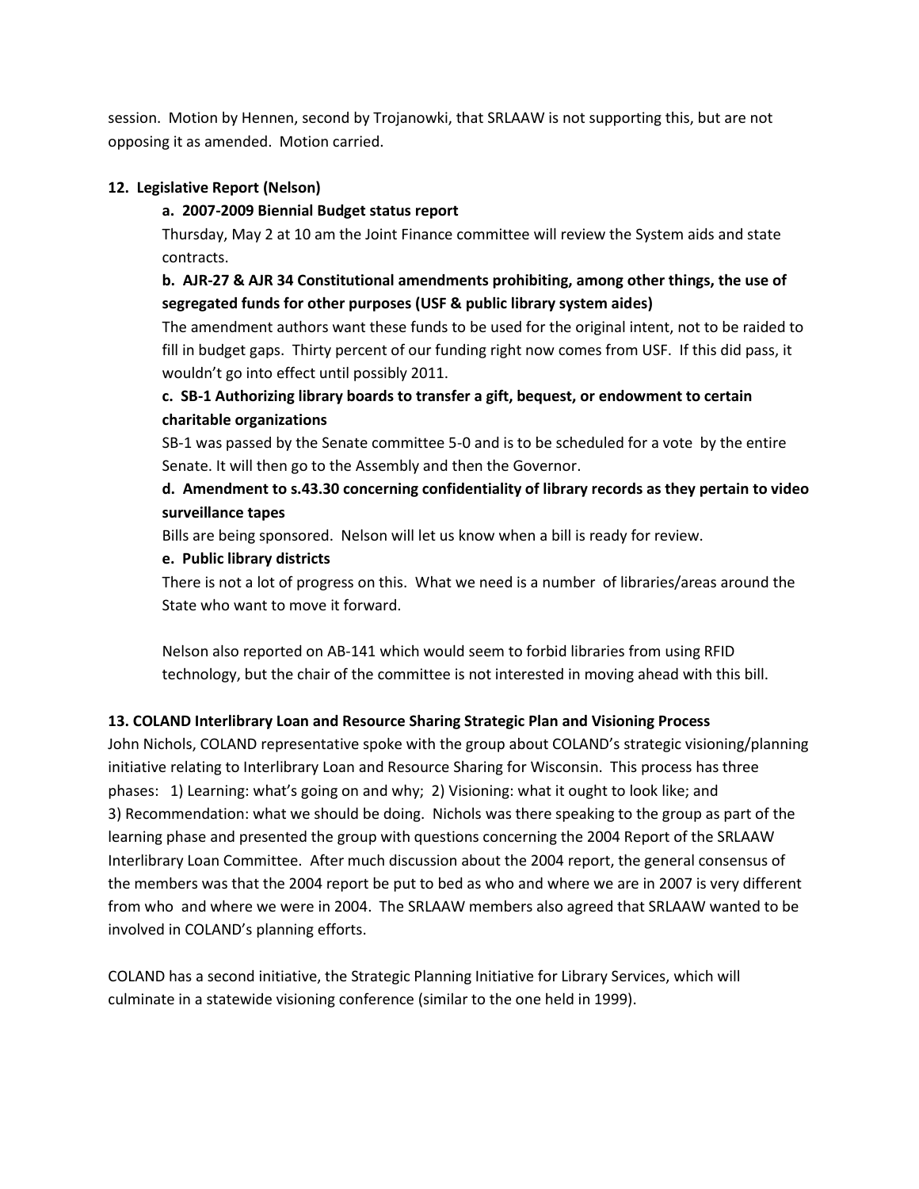session. Motion by Hennen, second by Trojanowki, that SRLAAW is not supporting this, but are not opposing it as amended. Motion carried.

**12. Legislative Report (Nelson)**

**a. 2007-2009 Biennial Budget status report**

Thursday, May 2 at 10 am the Joint Finance committee will review the System aids and state contracts.

**b. AJR-27 & AJR 34 Constitutional amendments prohibiting, among other things, the use of segregated funds for other purposes (USF & public library system aides)**

The amendment authors want these funds to be used for the original intent, not to be raided to fill in budget gaps. Thirty percent of our funding right now comes from USF. If this did pass, it wouldn't go into effect until possibly 2011.

**c. SB-1 Authorizing library boards to transfer a gift, bequest, or endowment to certain charitable organizations**

SB-1 was passed by the Senate committee 5-0 and is to be scheduled for a vote by the entire Senate. It will then go to the Assembly and then the Governor.

**d. Amendment to s.43.30 concerning confidentiality of library records as they pertain to video surveillance tapes**

Bills are being sponsored. Nelson will let us know when a bill is ready for review.

**e. Public library districts**

There is not a lot of progress on this. What we need is a number of libraries/areas around the State who want to move it forward.

Nelson also reported on AB-141 which would seem to forbid libraries from using RFID technology, but the chair of the committee is not interested in moving ahead with this bill.

**13. COLAND Interlibrary Loan and Resource Sharing Strategic Plan and Visioning Process**

John Nichols, COLAND representative spoke with the group about COLAND's strategic visioning/planning initiative relating to Interlibrary Loan and Resource Sharing for Wisconsin. This process has three phases: 1) Learning: what's going on and why; 2) Visioning: what it ought to look like; and 3) Recommendation: what we should be doing. Nichols was there speaking to the group as part of the learning phase and presented the group with questions concerning the 2004 Report of the SRLAAW Interlibrary Loan Committee. After much discussion about the 2004 report, the general consensus of the members was that the 2004 report be put to bed as who and where we are in 2007 is very different from who and where we were in 2004. The SRLAAW members also agreed that SRLAAW wanted to be involved in COLAND's planning efforts.

COLAND has a second initiative, the Strategic Planning Initiative for Library Services, which will culminate in a statewide visioning conference (similar to the one held in 1999).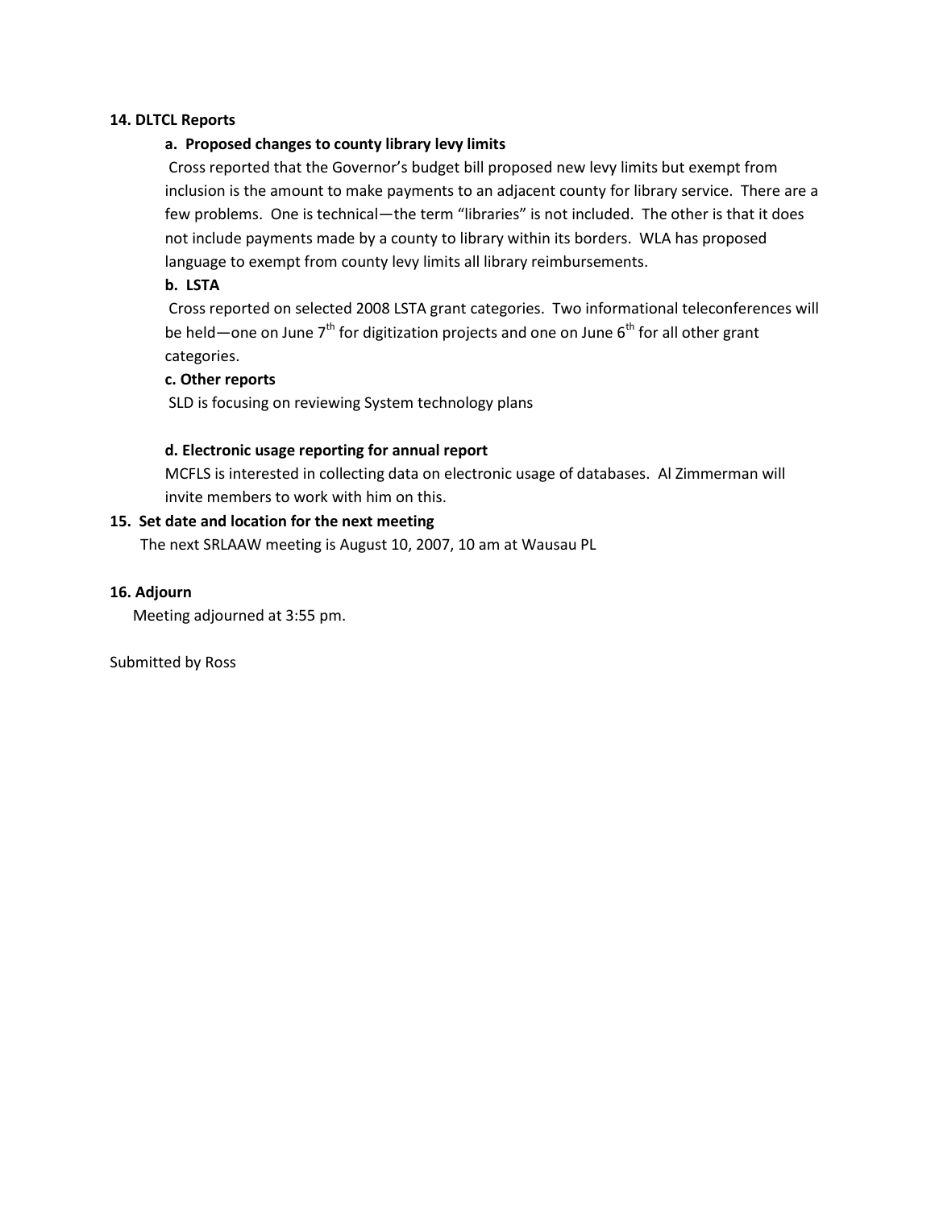**14. DLTCL Reports**

**a. Proposed changes to county library levy limits**

Cross reported that the Governor's budget bill proposed new levy limits but exempt from inclusion is the amount to make payments to an adjacent county for library service. There are a few problems. One is technical—the term "libraries" is not included. The other is that it does not include payments made by a county to library within its borders. WLA has proposed language to exempt from county levy limits all library reimbursements.

**b. LSTA**

Cross reported on selected 2008 LSTA grant categories. Two informational teleconferences will be held—one on June 7th for digitization projects and one on June 6th for all other grant categories.

**c. Other reports**

SLD is focusing on reviewing System technology plans

**d. Electronic usage reporting for annual report**

MCFLS is interested in collecting data on electronic usage of databases. Al Zimmerman will invite members to work with him on this.

**15. Set date and location for the next meeting**

The next SRLAAW meeting is August 10, 2007, 10 am at Wausau PL

**16. Adjourn**

Meeting adjourned at 3:55 pm.

Submitted by Ross